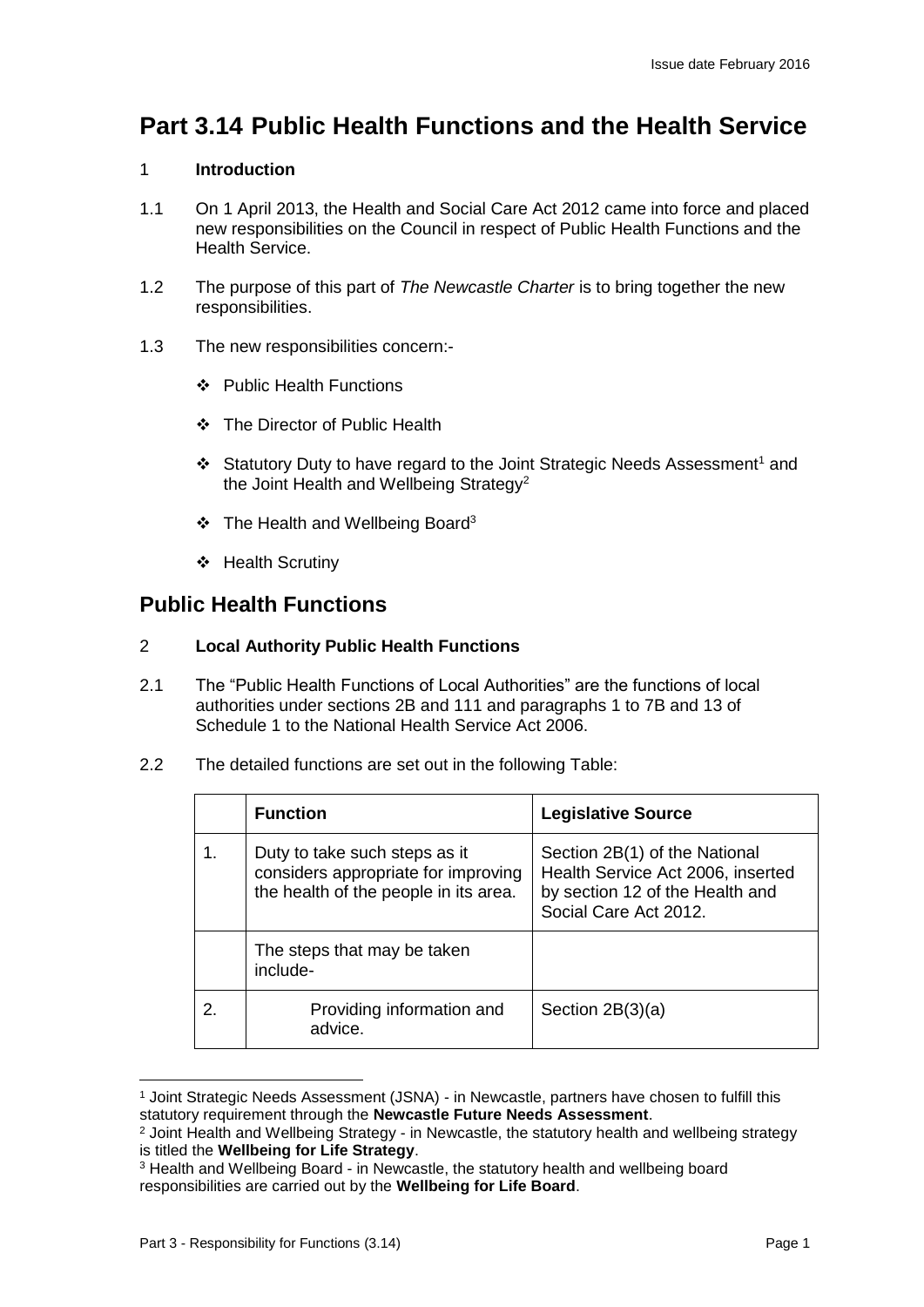# Part 3.14 Public Health Functions and the Health Service

1 **Introduction**

1.1 On 1 April 2013, the Health and Social Care Act 2012 came into force and placed new responsibilities on the Council in respect of Public Health Functions and the Health Service.

1.2 The purpose of this part of *The Newcastle Charter* is to bring together the new responsibilities.

1.3 The new responsibilities concern:-

- Public Health Functions
- The Director of Public Health
- Statutory Duty to have regard to the Joint Strategic Needs Assessment[1] and the Joint Health and Wellbeing Strategy[2]
- The Health and Wellbeing Board[3]
- Health Scrutiny

## Public Health Functions

2 **Local Authority Public Health Functions**

2.1 The "Public Health Functions of Local Authorities" are the functions of local authorities under sections 2B and 111 and paragraphs 1 to 7B and 13 of Schedule 1 to the National Health Service Act 2006.

2.2 The detailed functions are set out in the following Table:

| | Function | Legislative Source |
|---|---|---|
| 1. | Duty to take such steps as it considers appropriate for improving the health of the people in its area. | Section 2B(1) of the National Health Service Act 2006, inserted by section 12 of the Health and Social Care Act 2012. |
| | The steps that may be taken include- | |
| 2. | Providing information and advice. | Section 2B(3)(a) |

[1] Joint Strategic Needs Assessment (JSNA) - in Newcastle, partners have chosen to fulfill this statutory requirement through the **Newcastle Future Needs Assessment**.

[2] Joint Health and Wellbeing Strategy - in Newcastle, the statutory health and wellbeing strategy is titled the **Wellbeing for Life Strategy**.

[3] Health and Wellbeing Board - in Newcastle, the statutory health and wellbeing board responsibilities are carried out by the **Wellbeing for Life Board**.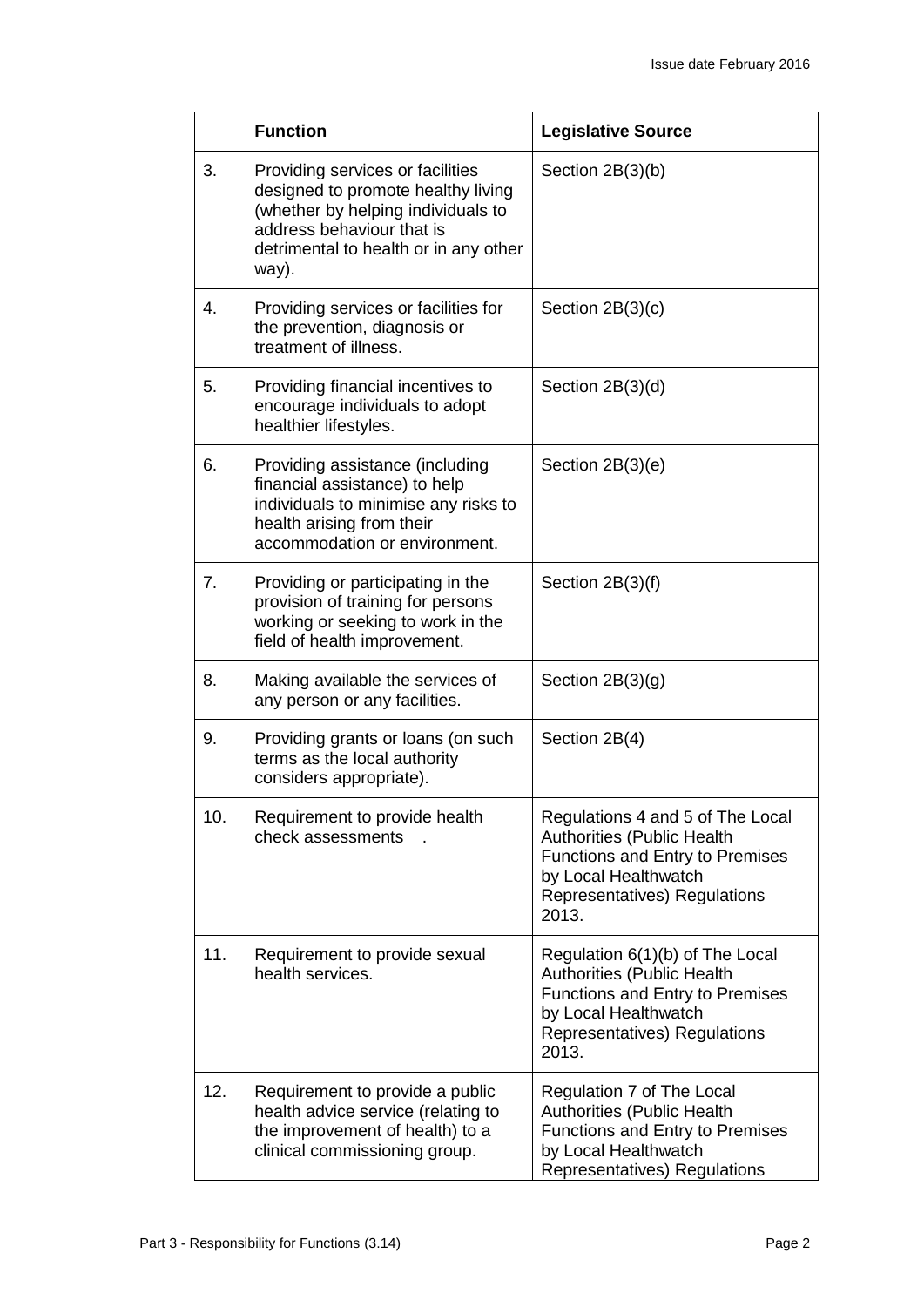| | Function | Legislative Source |
|---|---|---|
| 3. | Providing services or facilities designed to promote healthy living (whether by helping individuals to address behaviour that is detrimental to health or in any other way). | Section 2B(3)(b) |
| 4. | Providing services or facilities for the prevention, diagnosis or treatment of illness. | Section 2B(3)(c) |
| 5. | Providing financial incentives to encourage individuals to adopt healthier lifestyles. | Section 2B(3)(d) |
| 6. | Providing assistance (including financial assistance) to help individuals to minimise any risks to health arising from their accommodation or environment. | Section 2B(3)(e) |
| 7. | Providing or participating in the provision of training for persons working or seeking to work in the field of health improvement. | Section 2B(3)(f) |
| 8. | Making available the services of any person or any facilities. | Section 2B(3)(g) |
| 9. | Providing grants or loans (on such terms as the local authority considers appropriate). | Section 2B(4) |
| 10. | Requirement to provide health check assessments . | Regulations 4 and 5 of The Local Authorities (Public Health Functions and Entry to Premises by Local Healthwatch Representatives) Regulations 2013. |
| 11. | Requirement to provide sexual health services. | Regulation 6(1)(b) of The Local Authorities (Public Health Functions and Entry to Premises by Local Healthwatch Representatives) Regulations 2013. |
| 12. | Requirement to provide a public health advice service (relating to the improvement of health) to a clinical commissioning group. | Regulation 7 of The Local Authorities (Public Health Functions and Entry to Premises by Local Healthwatch Representatives) Regulations |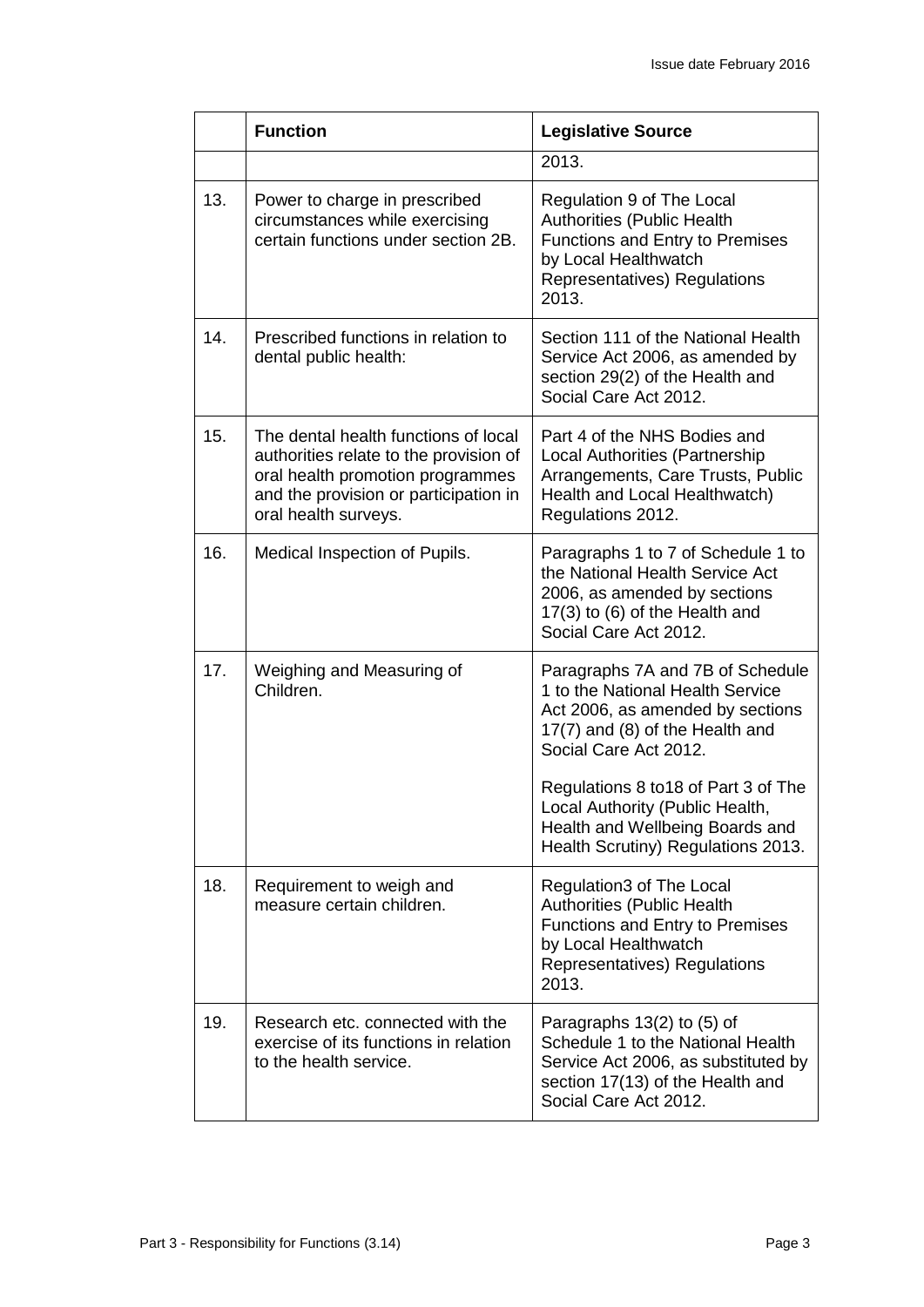| | Function | Legislative Source |
|---|---|---|
| | | 2013. |
| 13. | Power to charge in prescribed circumstances while exercising certain functions under section 2B. | Regulation 9 of The Local Authorities (Public Health Functions and Entry to Premises by Local Healthwatch Representatives) Regulations 2013. |
| 14. | Prescribed functions in relation to dental public health: | Section 111 of the National Health Service Act 2006, as amended by section 29(2) of the Health and Social Care Act 2012. |
| 15. | The dental health functions of local authorities relate to the provision of oral health promotion programmes and the provision or participation in oral health surveys. | Part 4 of the NHS Bodies and Local Authorities (Partnership Arrangements, Care Trusts, Public Health and Local Healthwatch) Regulations 2012. |
| 16. | Medical Inspection of Pupils. | Paragraphs 1 to 7 of Schedule 1 to the National Health Service Act 2006, as amended by sections 17(3) to (6) of the Health and Social Care Act 2012. |
| 17. | Weighing and Measuring of Children. | Paragraphs 7A and 7B of Schedule 1 to the National Health Service Act 2006, as amended by sections 17(7) and (8) of the Health and Social Care Act 2012.<br><br>Regulations 8 to18 of Part 3 of The Local Authority (Public Health, Health and Wellbeing Boards and Health Scrutiny) Regulations 2013. |
| 18. | Requirement to weigh and measure certain children. | Regulation3 of The Local Authorities (Public Health Functions and Entry to Premises by Local Healthwatch Representatives) Regulations 2013. |
| 19. | Research etc. connected with the exercise of its functions in relation to the health service. | Paragraphs 13(2) to (5) of Schedule 1 to the National Health Service Act 2006, as substituted by section 17(13) of the Health and Social Care Act 2012. |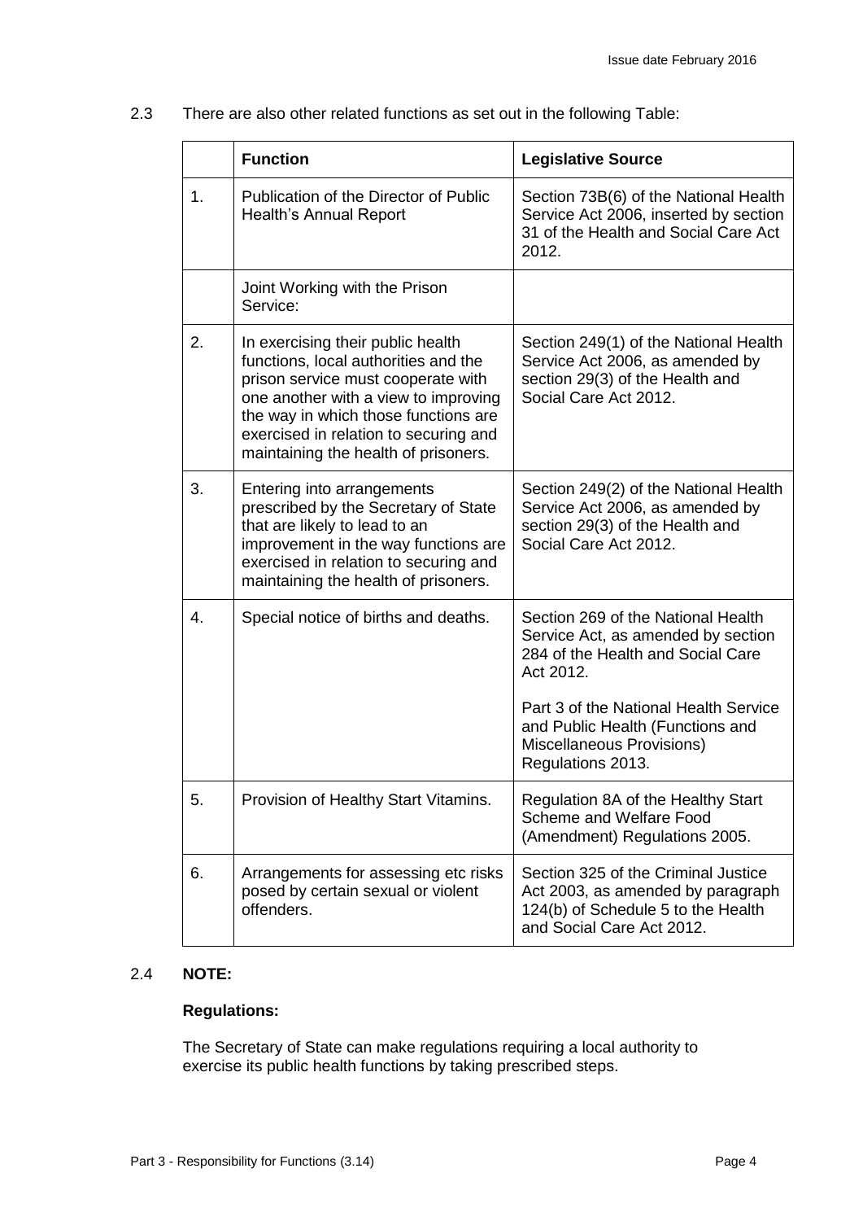2.3 There are also other related functions as set out in the following Table:

| | Function | Legislative Source |
|---|---|---|
| 1. | Publication of the Director of Public Health's Annual Report | Section 73B(6) of the National Health Service Act 2006, inserted by section 31 of the Health and Social Care Act 2012. |
| | Joint Working with the Prison Service: | |
| 2. | In exercising their public health functions, local authorities and the prison service must cooperate with one another with a view to improving the way in which those functions are exercised in relation to securing and maintaining the health of prisoners. | Section 249(1) of the National Health Service Act 2006, as amended by section 29(3) of the Health and Social Care Act 2012. |
| 3. | Entering into arrangements prescribed by the Secretary of State that are likely to lead to an improvement in the way functions are exercised in relation to securing and maintaining the health of prisoners. | Section 249(2) of the National Health Service Act 2006, as amended by section 29(3) of the Health and Social Care Act 2012. |
| 4. | Special notice of births and deaths. | Section 269 of the National Health Service Act, as amended by section 284 of the Health and Social Care Act 2012.<br><br>Part 3 of the National Health Service and Public Health (Functions and Miscellaneous Provisions) Regulations 2013. |
| 5. | Provision of Healthy Start Vitamins. | Regulation 8A of the Healthy Start Scheme and Welfare Food (Amendment) Regulations 2005. |
| 6. | Arrangements for assessing etc risks posed by certain sexual or violent offenders. | Section 325 of the Criminal Justice Act 2003, as amended by paragraph 124(b) of Schedule 5 to the Health and Social Care Act 2012. |

2.4 **NOTE:**

**Regulations:**

The Secretary of State can make regulations requiring a local authority to exercise its public health functions by taking prescribed steps.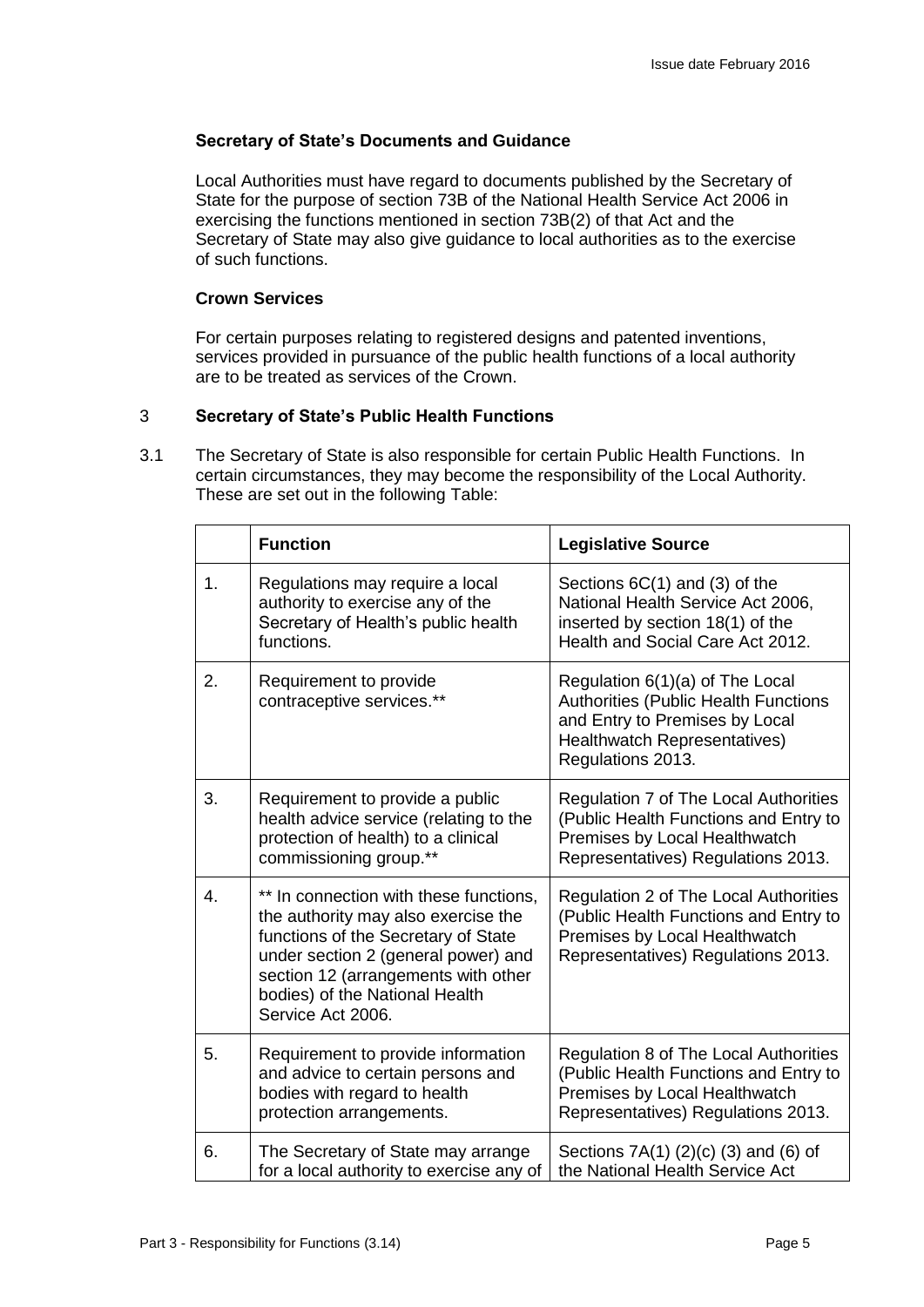### Secretary of State's Documents and Guidance

Local Authorities must have regard to documents published by the Secretary of State for the purpose of section 73B of the National Health Service Act 2006 in exercising the functions mentioned in section 73B(2) of that Act and the Secretary of State may also give guidance to local authorities as to the exercise of such functions.

### Crown Services

For certain purposes relating to registered designs and patented inventions, services provided in pursuance of the public health functions of a local authority are to be treated as services of the Crown.

## 3 Secretary of State's Public Health Functions

3.1 The Secretary of State is also responsible for certain Public Health Functions. In certain circumstances, they may become the responsibility of the Local Authority. These are set out in the following Table:

| | **Function** | **Legislative Source** |
|---|---|---|
| 1. | Regulations may require a local authority to exercise any of the Secretary of Health's public health functions. | Sections 6C(1) and (3) of the National Health Service Act 2006, inserted by section 18(1) of the Health and Social Care Act 2012. |
| 2. | Requirement to provide contraceptive services.** | Regulation 6(1)(a) of The Local Authorities (Public Health Functions and Entry to Premises by Local Healthwatch Representatives) Regulations 2013. |
| 3. | Requirement to provide a public health advice service (relating to the protection of health) to a clinical commissioning group.** | Regulation 7 of The Local Authorities (Public Health Functions and Entry to Premises by Local Healthwatch Representatives) Regulations 2013. |
| 4. | ** In connection with these functions, the authority may also exercise the functions of the Secretary of State under section 2 (general power) and section 12 (arrangements with other bodies) of the National Health Service Act 2006. | Regulation 2 of The Local Authorities (Public Health Functions and Entry to Premises by Local Healthwatch Representatives) Regulations 2013. |
| 5. | Requirement to provide information and advice to certain persons and bodies with regard to health protection arrangements. | Regulation 8 of The Local Authorities (Public Health Functions and Entry to Premises by Local Healthwatch Representatives) Regulations 2013. |
| 6. | The Secretary of State may arrange for a local authority to exercise any of | Sections 7A(1) (2)(c) (3) and (6) of the National Health Service Act |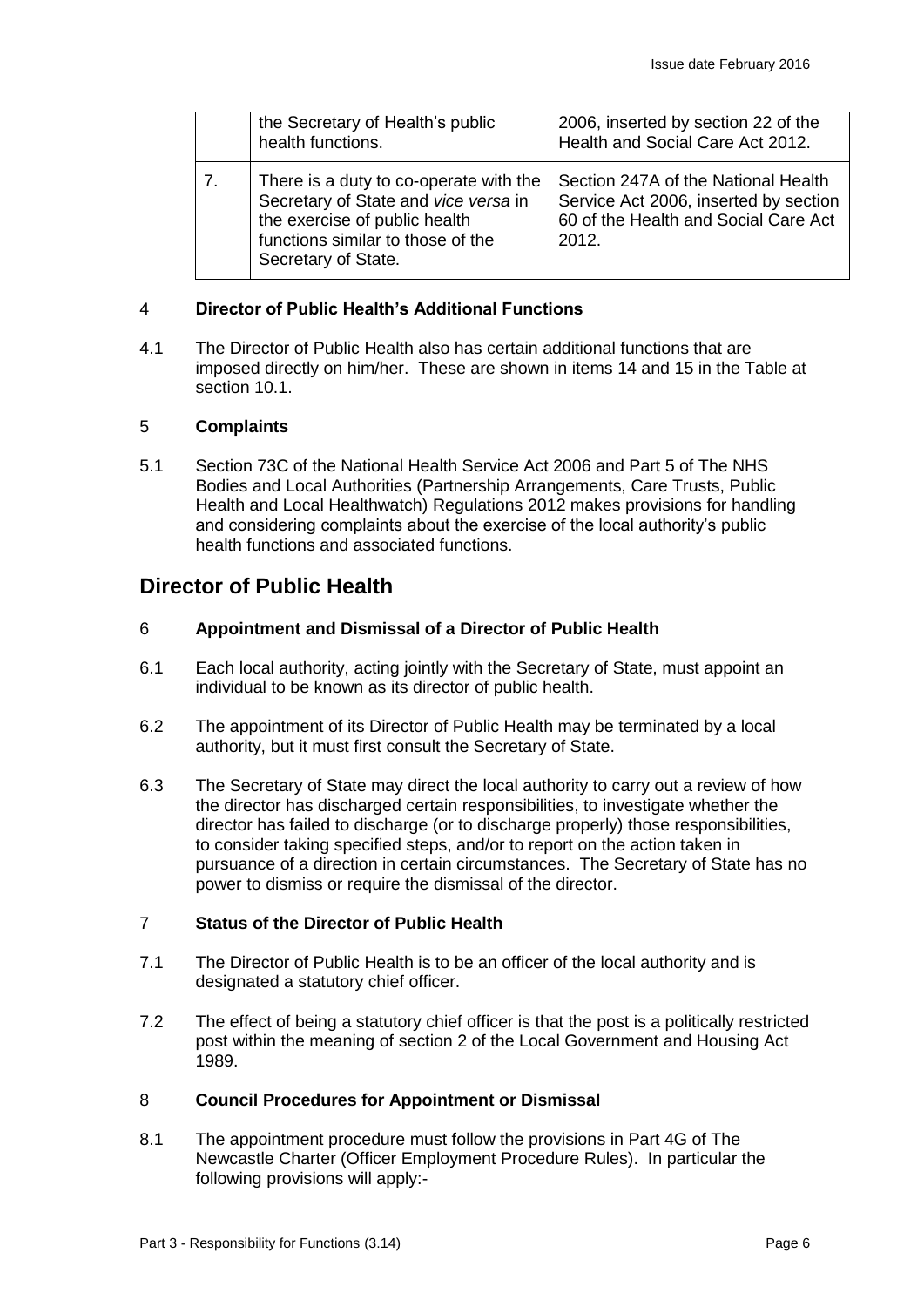|  | the Secretary of Health's public health functions. | 2006, inserted by section 22 of the Health and Social Care Act 2012. |
|---|---|---|
| 7. | There is a duty to co-operate with the Secretary of State and *vice versa* in the exercise of public health functions similar to those of the Secretary of State. | Section 247A of the National Health Service Act 2006, inserted by section 60 of the Health and Social Care Act 2012. |

4 **Director of Public Health's Additional Functions**

4.1 The Director of Public Health also has certain additional functions that are imposed directly on him/her. These are shown in items 14 and 15 in the Table at section 10.1.

5 **Complaints**

5.1 Section 73C of the National Health Service Act 2006 and Part 5 of The NHS Bodies and Local Authorities (Partnership Arrangements, Care Trusts, Public Health and Local Healthwatch) Regulations 2012 makes provisions for handling and considering complaints about the exercise of the local authority's public health functions and associated functions.

## Director of Public Health

6 **Appointment and Dismissal of a Director of Public Health**

6.1 Each local authority, acting jointly with the Secretary of State, must appoint an individual to be known as its director of public health.

6.2 The appointment of its Director of Public Health may be terminated by a local authority, but it must first consult the Secretary of State.

6.3 The Secretary of State may direct the local authority to carry out a review of how the director has discharged certain responsibilities, to investigate whether the director has failed to discharge (or to discharge properly) those responsibilities, to consider taking specified steps, and/or to report on the action taken in pursuance of a direction in certain circumstances. The Secretary of State has no power to dismiss or require the dismissal of the director.

7 **Status of the Director of Public Health**

7.1 The Director of Public Health is to be an officer of the local authority and is designated a statutory chief officer.

7.2 The effect of being a statutory chief officer is that the post is a politically restricted post within the meaning of section 2 of the Local Government and Housing Act 1989.

8 **Council Procedures for Appointment or Dismissal**

8.1 The appointment procedure must follow the provisions in Part 4G of The Newcastle Charter (Officer Employment Procedure Rules). In particular the following provisions will apply:-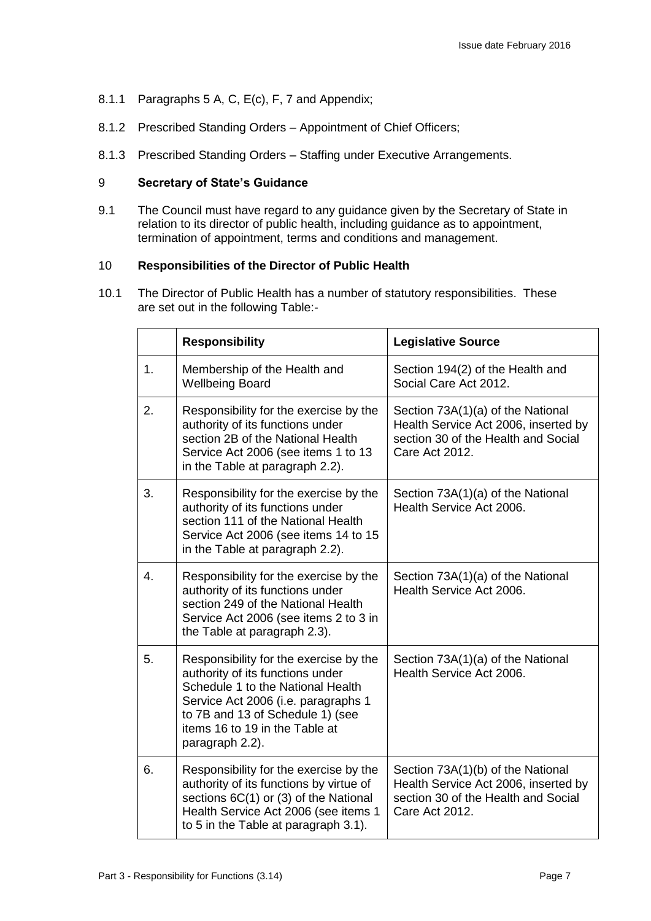8.1.1 Paragraphs 5 A, C, E(c), F, 7 and Appendix;

8.1.2 Prescribed Standing Orders – Appointment of Chief Officers;

8.1.3 Prescribed Standing Orders – Staffing under Executive Arrangements.

## 9 Secretary of State's Guidance

9.1 The Council must have regard to any guidance given by the Secretary of State in relation to its director of public health, including guidance as to appointment, termination of appointment, terms and conditions and management.

## 10 Responsibilities of the Director of Public Health

10.1 The Director of Public Health has a number of statutory responsibilities. These are set out in the following Table:-

| | Responsibility | Legislative Source |
|---|---|---|
| 1. | Membership of the Health and Wellbeing Board | Section 194(2) of the Health and Social Care Act 2012. |
| 2. | Responsibility for the exercise by the authority of its functions under section 2B of the National Health Service Act 2006 (see items 1 to 13 in the Table at paragraph 2.2). | Section 73A(1)(a) of the National Health Service Act 2006, inserted by section 30 of the Health and Social Care Act 2012. |
| 3. | Responsibility for the exercise by the authority of its functions under section 111 of the National Health Service Act 2006 (see items 14 to 15 in the Table at paragraph 2.2). | Section 73A(1)(a) of the National Health Service Act 2006. |
| 4. | Responsibility for the exercise by the authority of its functions under section 249 of the National Health Service Act 2006 (see items 2 to 3 in the Table at paragraph 2.3). | Section 73A(1)(a) of the National Health Service Act 2006. |
| 5. | Responsibility for the exercise by the authority of its functions under Schedule 1 to the National Health Service Act 2006 (i.e. paragraphs 1 to 7B and 13 of Schedule 1) (see items 16 to 19 in the Table at paragraph 2.2). | Section 73A(1)(a) of the National Health Service Act 2006. |
| 6. | Responsibility for the exercise by the authority of its functions by virtue of sections 6C(1) or (3) of the National Health Service Act 2006 (see items 1 to 5 in the Table at paragraph 3.1). | Section 73A(1)(b) of the National Health Service Act 2006, inserted by section 30 of the Health and Social Care Act 2012. |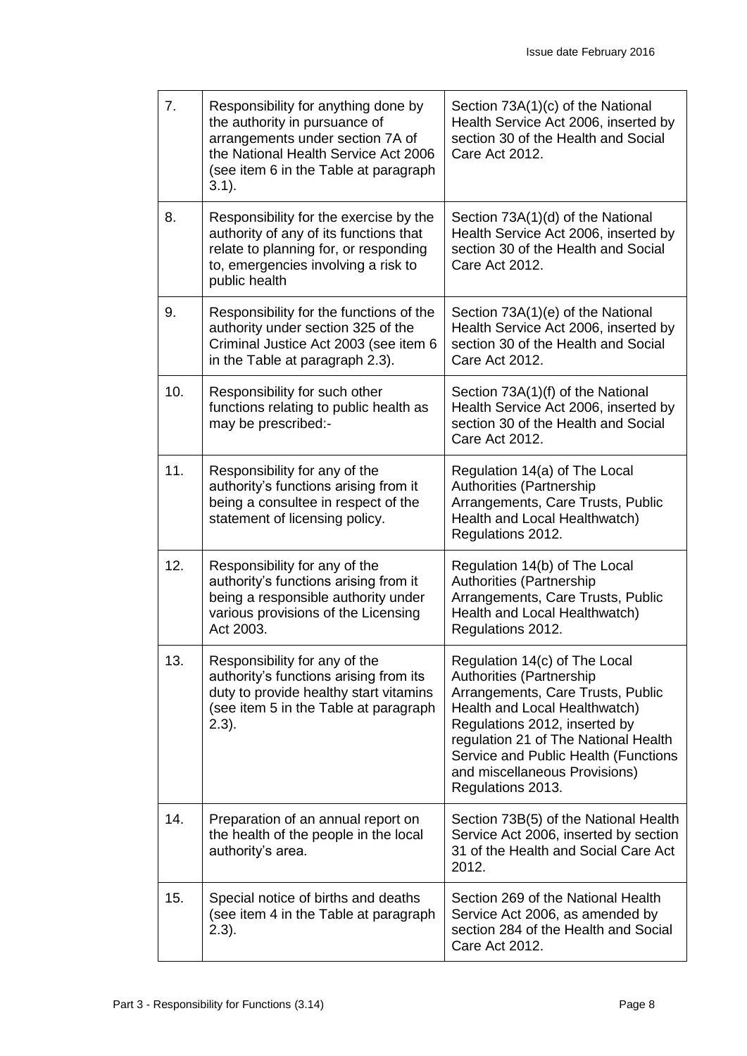| 7. | Responsibility for anything done by the authority in pursuance of arrangements under section 7A of the National Health Service Act 2006 (see item 6 in the Table at paragraph 3.1). | Section 73A(1)(c) of the National Health Service Act 2006, inserted by section 30 of the Health and Social Care Act 2012. |
|---|---|---|
| 8. | Responsibility for the exercise by the authority of any of its functions that relate to planning for, or responding to, emergencies involving a risk to public health | Section 73A(1)(d) of the National Health Service Act 2006, inserted by section 30 of the Health and Social Care Act 2012. |
| 9. | Responsibility for the functions of the authority under section 325 of the Criminal Justice Act 2003 (see item 6 in the Table at paragraph 2.3). | Section 73A(1)(e) of the National Health Service Act 2006, inserted by section 30 of the Health and Social Care Act 2012. |
| 10. | Responsibility for such other functions relating to public health as may be prescribed:- | Section 73A(1)(f) of the National Health Service Act 2006, inserted by section 30 of the Health and Social Care Act 2012. |
| 11. | Responsibility for any of the authority's functions arising from it being a consultee in respect of the statement of licensing policy. | Regulation 14(a) of The Local Authorities (Partnership Arrangements, Care Trusts, Public Health and Local Healthwatch) Regulations 2012. |
| 12. | Responsibility for any of the authority's functions arising from it being a responsible authority under various provisions of the Licensing Act 2003. | Regulation 14(b) of The Local Authorities (Partnership Arrangements, Care Trusts, Public Health and Local Healthwatch) Regulations 2012. |
| 13. | Responsibility for any of the authority's functions arising from its duty to provide healthy start vitamins (see item 5 in the Table at paragraph 2.3). | Regulation 14(c) of The Local Authorities (Partnership Arrangements, Care Trusts, Public Health and Local Healthwatch) Regulations 2012, inserted by regulation 21 of The National Health Service and Public Health (Functions and miscellaneous Provisions) Regulations 2013. |
| 14. | Preparation of an annual report on the health of the people in the local authority's area. | Section 73B(5) of the National Health Service Act 2006, inserted by section 31 of the Health and Social Care Act 2012. |
| 15. | Special notice of births and deaths (see item 4 in the Table at paragraph 2.3). | Section 269 of the National Health Service Act 2006, as amended by section 284 of the Health and Social Care Act 2012. |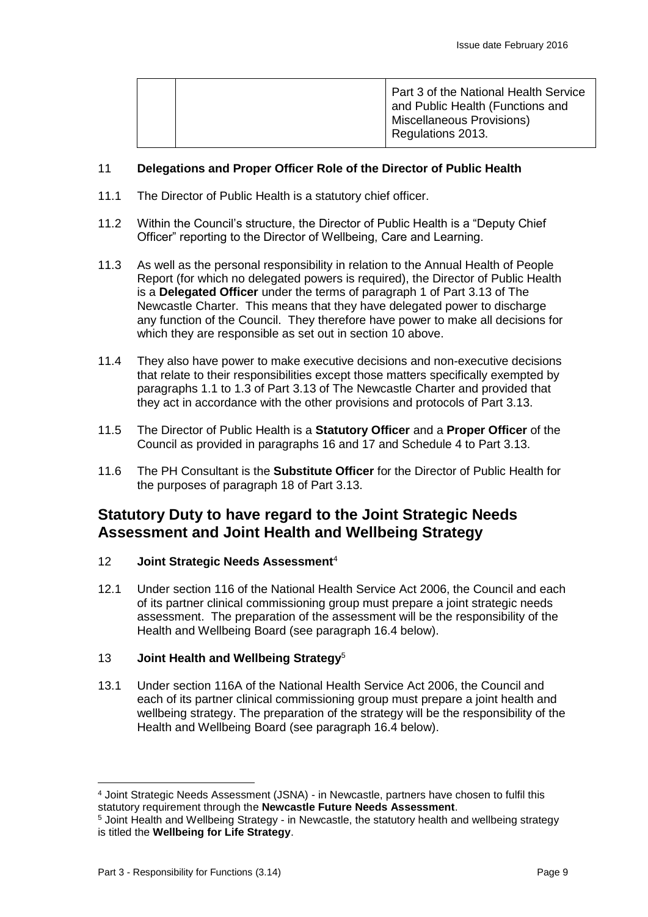| | | Part 3 of the National Health Service and Public Health (Functions and Miscellaneous Provisions) Regulations 2013. |
|---|---|---|

11 **Delegations and Proper Officer Role of the Director of Public Health**

11.1 The Director of Public Health is a statutory chief officer.

11.2 Within the Council's structure, the Director of Public Health is a "Deputy Chief Officer" reporting to the Director of Wellbeing, Care and Learning.

11.3 As well as the personal responsibility in relation to the Annual Health of People Report (for which no delegated powers is required), the Director of Public Health is a **Delegated Officer** under the terms of paragraph 1 of Part 3.13 of The Newcastle Charter. This means that they have delegated power to discharge any function of the Council. They therefore have power to make all decisions for which they are responsible as set out in section 10 above.

11.4 They also have power to make executive decisions and non-executive decisions that relate to their responsibilities except those matters specifically exempted by paragraphs 1.1 to 1.3 of Part 3.13 of The Newcastle Charter and provided that they act in accordance with the other provisions and protocols of Part 3.13.

11.5 The Director of Public Health is a **Statutory Officer** and a **Proper Officer** of the Council as provided in paragraphs 16 and 17 and Schedule 4 to Part 3.13.

11.6 The PH Consultant is the **Substitute Officer** for the Director of Public Health for the purposes of paragraph 18 of Part 3.13.

## Statutory Duty to have regard to the Joint Strategic Needs Assessment and Joint Health and Wellbeing Strategy

12 **Joint Strategic Needs Assessment**[4]

12.1 Under section 116 of the National Health Service Act 2006, the Council and each of its partner clinical commissioning group must prepare a joint strategic needs assessment. The preparation of the assessment will be the responsibility of the Health and Wellbeing Board (see paragraph 16.4 below).

13 **Joint Health and Wellbeing Strategy**[5]

13.1 Under section 116A of the National Health Service Act 2006, the Council and each of its partner clinical commissioning group must prepare a joint health and wellbeing strategy. The preparation of the strategy will be the responsibility of the Health and Wellbeing Board (see paragraph 16.4 below).

---

[4] Joint Strategic Needs Assessment (JSNA) - in Newcastle, partners have chosen to fulfil this statutory requirement through the **Newcastle Future Needs Assessment**.

[5] Joint Health and Wellbeing Strategy - in Newcastle, the statutory health and wellbeing strategy is titled the **Wellbeing for Life Strategy**.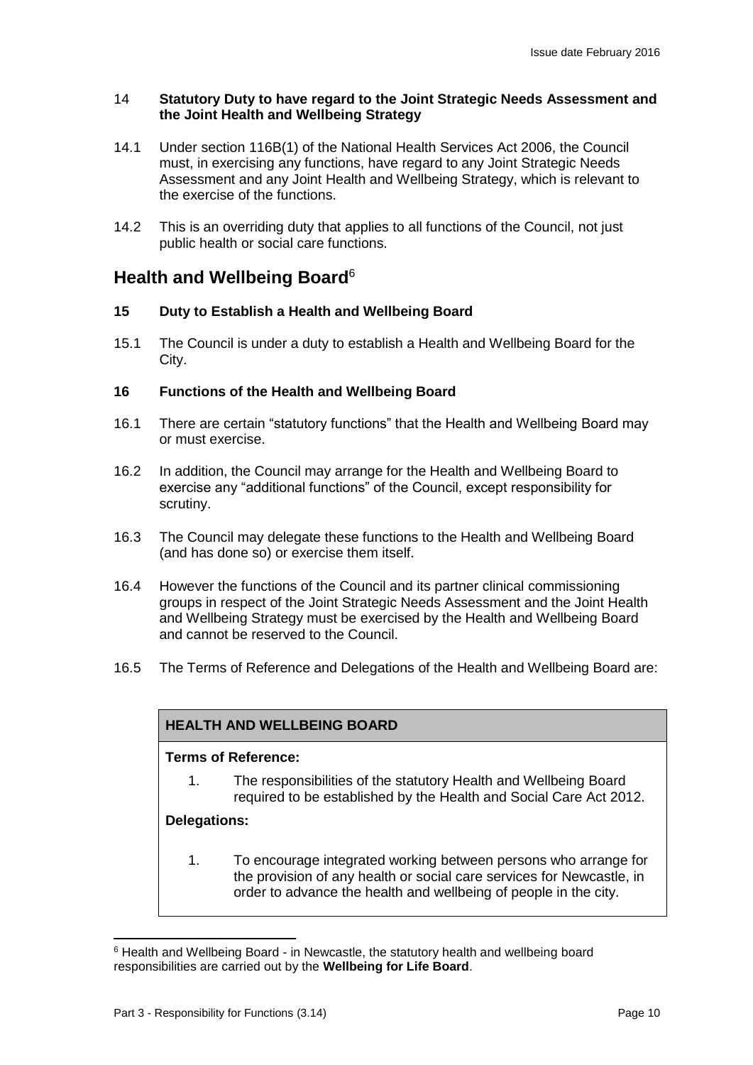### 14 Statutory Duty to have regard to the Joint Strategic Needs Assessment and the Joint Health and Wellbeing Strategy

14.1 Under section 116B(1) of the National Health Services Act 2006, the Council must, in exercising any functions, have regard to any Joint Strategic Needs Assessment and any Joint Health and Wellbeing Strategy, which is relevant to the exercise of the functions.

14.2 This is an overriding duty that applies to all functions of the Council, not just public health or social care functions.

## Health and Wellbeing Board[6]

### 15 Duty to Establish a Health and Wellbeing Board

15.1 The Council is under a duty to establish a Health and Wellbeing Board for the City.

### 16 Functions of the Health and Wellbeing Board

16.1 There are certain "statutory functions" that the Health and Wellbeing Board may or must exercise.

16.2 In addition, the Council may arrange for the Health and Wellbeing Board to exercise any "additional functions" of the Council, except responsibility for scrutiny.

16.3 The Council may delegate these functions to the Health and Wellbeing Board (and has done so) or exercise them itself.

16.4 However the functions of the Council and its partner clinical commissioning groups in respect of the Joint Strategic Needs Assessment and the Joint Health and Wellbeing Strategy must be exercised by the Health and Wellbeing Board and cannot be reserved to the Council.

16.5 The Terms of Reference and Delegations of the Health and Wellbeing Board are:

| HEALTH AND WELLBEING BOARD |
|---|
| **Terms of Reference:**<br>1. The responsibilities of the statutory Health and Wellbeing Board required to be established by the Health and Social Care Act 2012.<br>**Delegations:**<br>1. To encourage integrated working between persons who arrange for the provision of any health or social care services for Newcastle, in order to advance the health and wellbeing of people in the city. |

[6] Health and Wellbeing Board - in Newcastle, the statutory health and wellbeing board responsibilities are carried out by the **Wellbeing for Life Board**.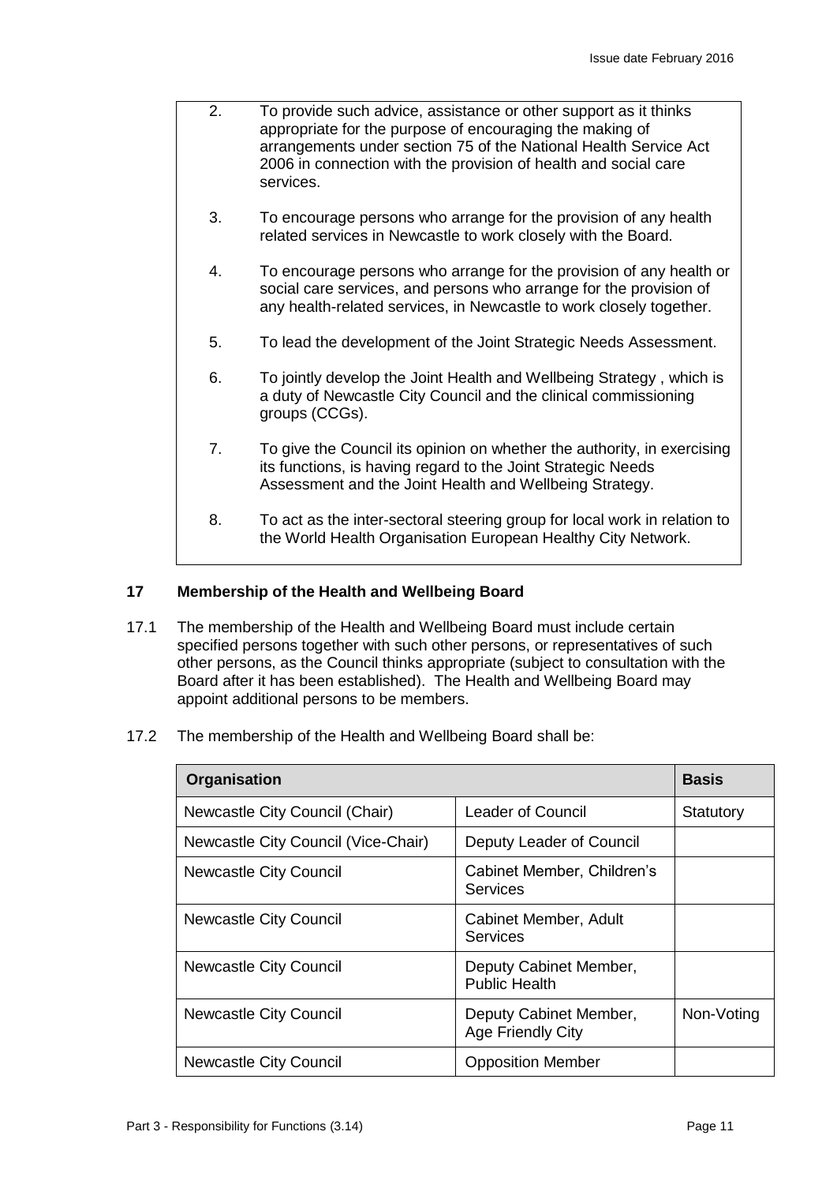2. To provide such advice, assistance or other support as it thinks appropriate for the purpose of encouraging the making of arrangements under section 75 of the National Health Service Act 2006 in connection with the provision of health and social care services.

3. To encourage persons who arrange for the provision of any health related services in Newcastle to work closely with the Board.

4. To encourage persons who arrange for the provision of any health or social care services, and persons who arrange for the provision of any health-related services, in Newcastle to work closely together.

5. To lead the development of the Joint Strategic Needs Assessment.

6. To jointly develop the Joint Health and Wellbeing Strategy , which is a duty of Newcastle City Council and the clinical commissioning groups (CCGs).

7. To give the Council its opinion on whether the authority, in exercising its functions, is having regard to the Joint Strategic Needs Assessment and the Joint Health and Wellbeing Strategy.

8. To act as the inter-sectoral steering group for local work in relation to the World Health Organisation European Healthy City Network.

## 17 Membership of the Health and Wellbeing Board

17.1 The membership of the Health and Wellbeing Board must include certain specified persons together with such other persons, or representatives of such other persons, as the Council thinks appropriate (subject to consultation with the Board after it has been established). The Health and Wellbeing Board may appoint additional persons to be members.

17.2 The membership of the Health and Wellbeing Board shall be:

| Organisation | | Basis |
|---|---|---|
| Newcastle City Council (Chair) | Leader of Council | Statutory |
| Newcastle City Council (Vice-Chair) | Deputy Leader of Council | |
| Newcastle City Council | Cabinet Member, Children's Services | |
| Newcastle City Council | Cabinet Member, Adult Services | |
| Newcastle City Council | Deputy Cabinet Member, Public Health | |
| Newcastle City Council | Deputy Cabinet Member, Age Friendly City | Non-Voting |
| Newcastle City Council | Opposition Member | |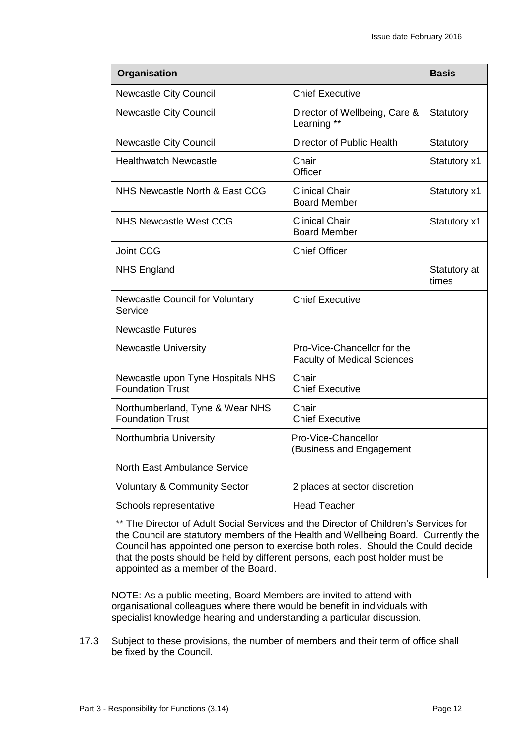| Organisation | | Basis |
|---|---|---|
| Newcastle City Council | Chief Executive | |
| Newcastle City Council | Director of Wellbeing, Care & Learning ** | Statutory |
| Newcastle City Council | Director of Public Health | Statutory |
| Healthwatch Newcastle | Chair<br>Officer | Statutory x1 |
| NHS Newcastle North & East CCG | Clinical Chair<br>Board Member | Statutory x1 |
| NHS Newcastle West CCG | Clinical Chair<br>Board Member | Statutory x1 |
| Joint CCG | Chief Officer | |
| NHS England | | Statutory at times |
| Newcastle Council for Voluntary Service | Chief Executive | |
| Newcastle Futures | | |
| Newcastle University | Pro-Vice-Chancellor for the Faculty of Medical Sciences | |
| Newcastle upon Tyne Hospitals NHS Foundation Trust | Chair<br>Chief Executive | |
| Northumberland, Tyne & Wear NHS Foundation Trust | Chair<br>Chief Executive | |
| Northumbria University | Pro-Vice-Chancellor (Business and Engagement | |
| North East Ambulance Service | | |
| Voluntary & Community Sector | 2 places at sector discretion | |
| Schools representative | Head Teacher | |

** The Director of Adult Social Services and the Director of Children's Services for the Council are statutory members of the Health and Wellbeing Board. Currently the Council has appointed one person to exercise both roles. Should the Could decide that the posts should be held by different persons, each post holder must be appointed as a member of the Board.

NOTE: As a public meeting, Board Members are invited to attend with organisational colleagues where there would be benefit in individuals with specialist knowledge hearing and understanding a particular discussion.

17.3 Subject to these provisions, the number of members and their term of office shall be fixed by the Council.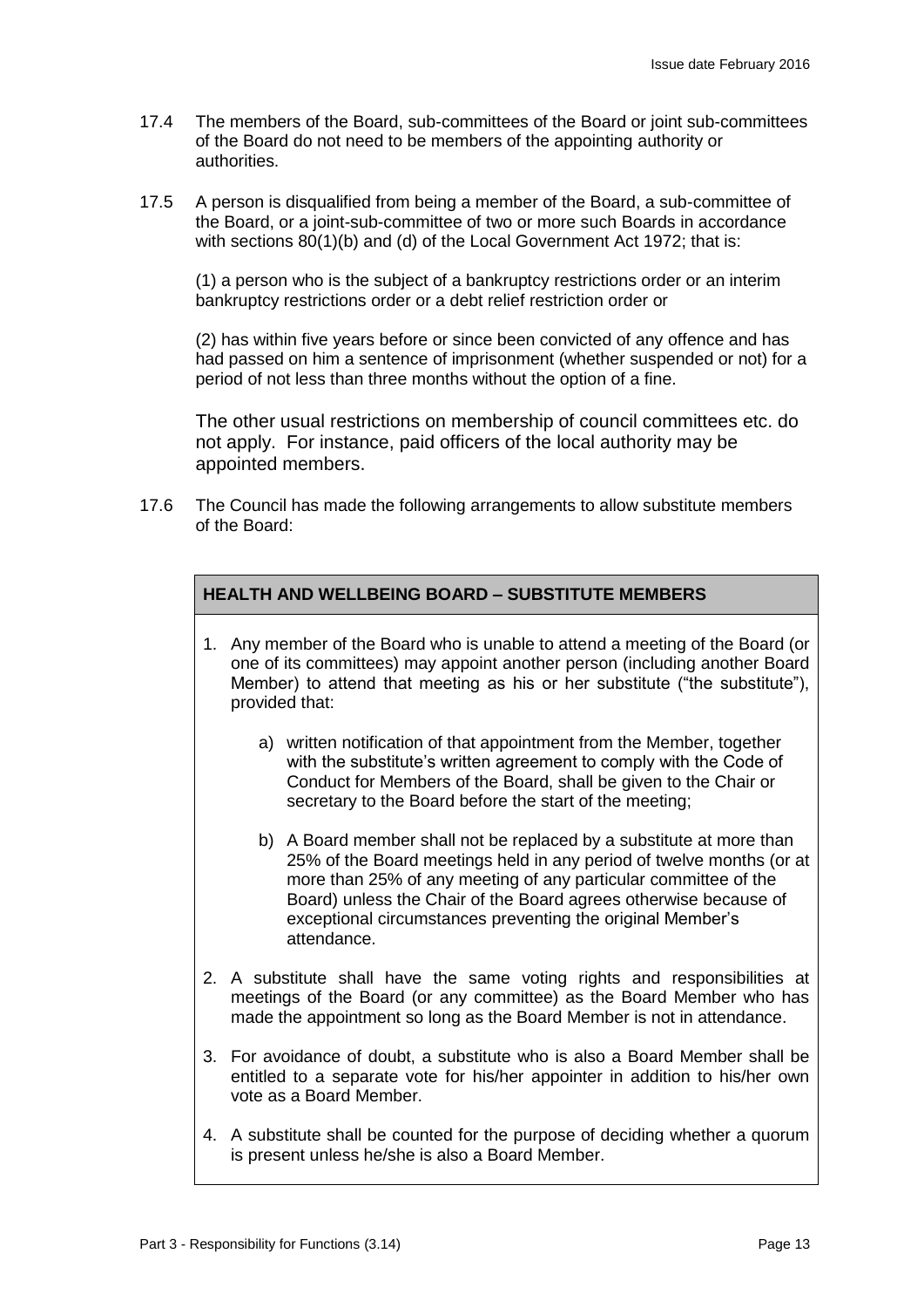17.4 The members of the Board, sub-committees of the Board or joint sub-committees of the Board do not need to be members of the appointing authority or authorities.

17.5 A person is disqualified from being a member of the Board, a sub-committee of the Board, or a joint-sub-committee of two or more such Boards in accordance with sections 80(1)(b) and (d) of the Local Government Act 1972; that is:

(1) a person who is the subject of a bankruptcy restrictions order or an interim bankruptcy restrictions order or a debt relief restriction order or

(2) has within five years before or since been convicted of any offence and has had passed on him a sentence of imprisonment (whether suspended or not) for a period of not less than three months without the option of a fine.

The other usual restrictions on membership of council committees etc. do not apply. For instance, paid officers of the local authority may be appointed members.

17.6 The Council has made the following arrangements to allow substitute members of the Board:

**HEALTH AND WELLBEING BOARD – SUBSTITUTE MEMBERS**

1. Any member of the Board who is unable to attend a meeting of the Board (or one of its committees) may appoint another person (including another Board Member) to attend that meeting as his or her substitute ("the substitute"), provided that:

   a) written notification of that appointment from the Member, together with the substitute's written agreement to comply with the Code of Conduct for Members of the Board, shall be given to the Chair or secretary to the Board before the start of the meeting;

   b) A Board member shall not be replaced by a substitute at more than 25% of the Board meetings held in any period of twelve months (or at more than 25% of any meeting of any particular committee of the Board) unless the Chair of the Board agrees otherwise because of exceptional circumstances preventing the original Member's attendance.

2. A substitute shall have the same voting rights and responsibilities at meetings of the Board (or any committee) as the Board Member who has made the appointment so long as the Board Member is not in attendance.

3. For avoidance of doubt, a substitute who is also a Board Member shall be entitled to a separate vote for his/her appointer in addition to his/her own vote as a Board Member.

4. A substitute shall be counted for the purpose of deciding whether a quorum is present unless he/she is also a Board Member.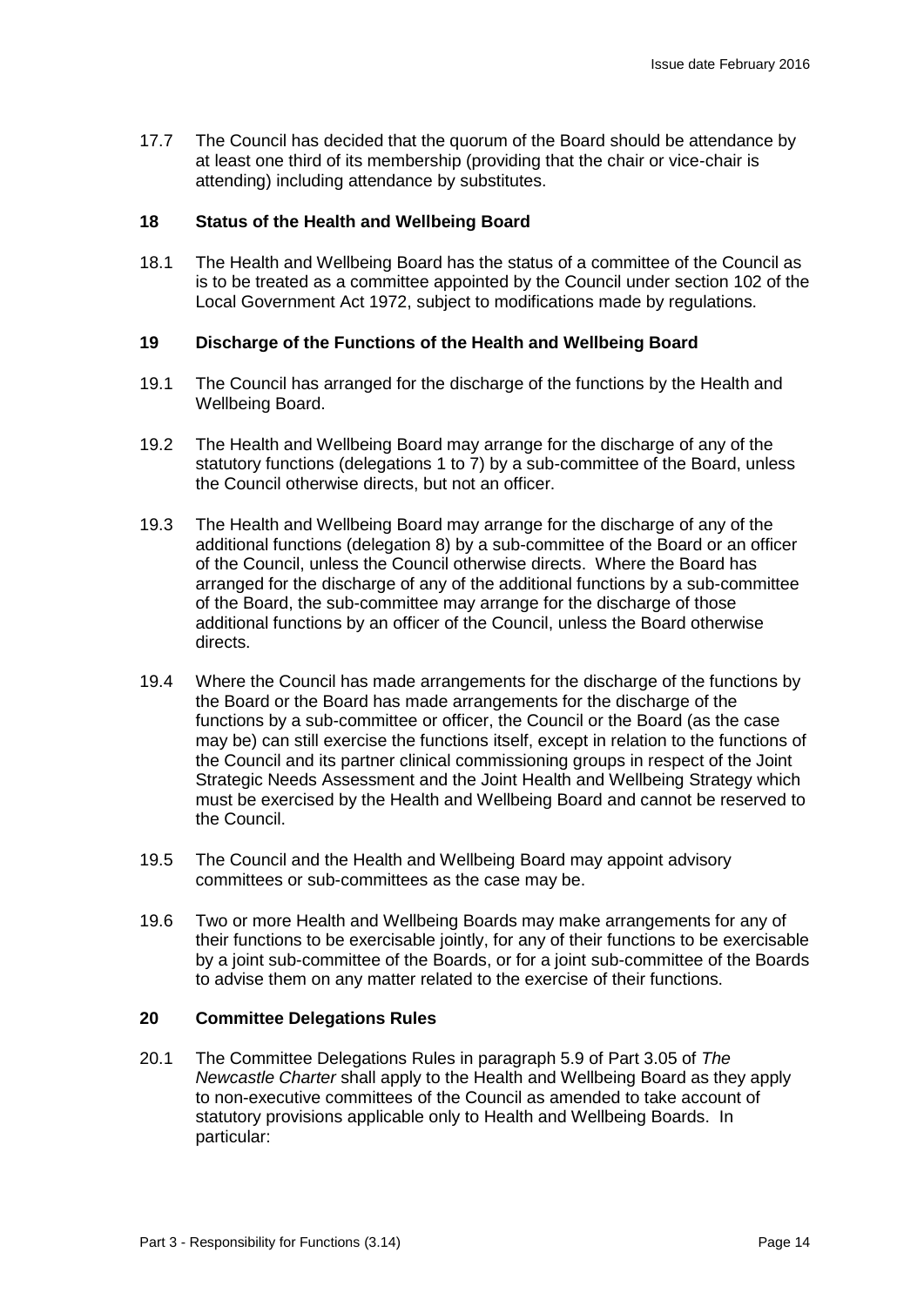17.7 The Council has decided that the quorum of the Board should be attendance by at least one third of its membership (providing that the chair or vice-chair is attending) including attendance by substitutes.

## 18 Status of the Health and Wellbeing Board

18.1 The Health and Wellbeing Board has the status of a committee of the Council as is to be treated as a committee appointed by the Council under section 102 of the Local Government Act 1972, subject to modifications made by regulations.

## 19 Discharge of the Functions of the Health and Wellbeing Board

19.1 The Council has arranged for the discharge of the functions by the Health and Wellbeing Board.

19.2 The Health and Wellbeing Board may arrange for the discharge of any of the statutory functions (delegations 1 to 7) by a sub-committee of the Board, unless the Council otherwise directs, but not an officer.

19.3 The Health and Wellbeing Board may arrange for the discharge of any of the additional functions (delegation 8) by a sub-committee of the Board or an officer of the Council, unless the Council otherwise directs. Where the Board has arranged for the discharge of any of the additional functions by a sub-committee of the Board, the sub-committee may arrange for the discharge of those additional functions by an officer of the Council, unless the Board otherwise directs.

19.4 Where the Council has made arrangements for the discharge of the functions by the Board or the Board has made arrangements for the discharge of the functions by a sub-committee or officer, the Council or the Board (as the case may be) can still exercise the functions itself, except in relation to the functions of the Council and its partner clinical commissioning groups in respect of the Joint Strategic Needs Assessment and the Joint Health and Wellbeing Strategy which must be exercised by the Health and Wellbeing Board and cannot be reserved to the Council.

19.5 The Council and the Health and Wellbeing Board may appoint advisory committees or sub-committees as the case may be.

19.6 Two or more Health and Wellbeing Boards may make arrangements for any of their functions to be exercisable jointly, for any of their functions to be exercisable by a joint sub-committee of the Boards, or for a joint sub-committee of the Boards to advise them on any matter related to the exercise of their functions.

## 20 Committee Delegations Rules

20.1 The Committee Delegations Rules in paragraph 5.9 of Part 3.05 of *The Newcastle Charter* shall apply to the Health and Wellbeing Board as they apply to non-executive committees of the Council as amended to take account of statutory provisions applicable only to Health and Wellbeing Boards. In particular: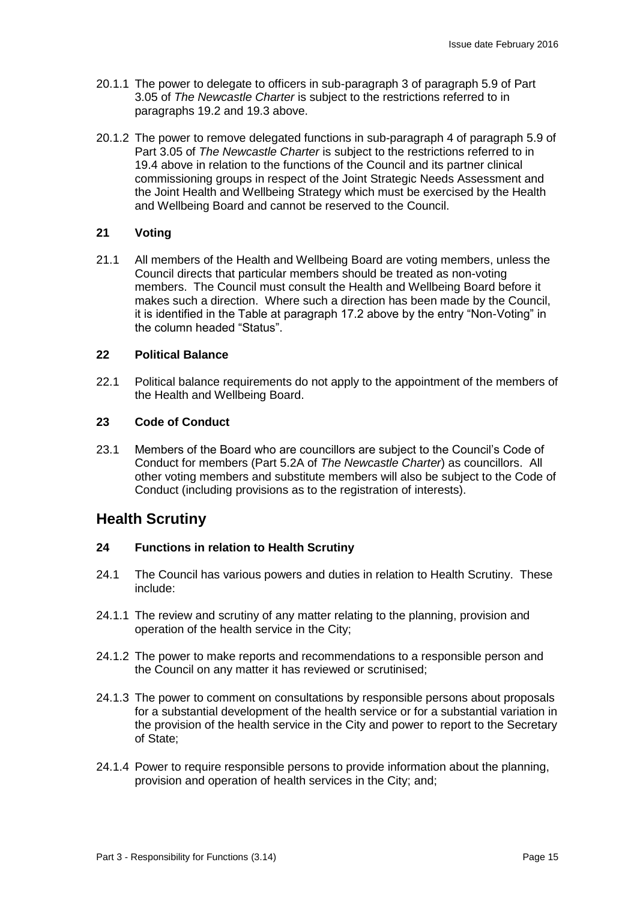20.1.1 The power to delegate to officers in sub-paragraph 3 of paragraph 5.9 of Part 3.05 of *The Newcastle Charter* is subject to the restrictions referred to in paragraphs 19.2 and 19.3 above.

20.1.2 The power to remove delegated functions in sub-paragraph 4 of paragraph 5.9 of Part 3.05 of *The Newcastle Charter* is subject to the restrictions referred to in 19.4 above in relation to the functions of the Council and its partner clinical commissioning groups in respect of the Joint Strategic Needs Assessment and the Joint Health and Wellbeing Strategy which must be exercised by the Health and Wellbeing Board and cannot be reserved to the Council.

### 21 Voting

21.1 All members of the Health and Wellbeing Board are voting members, unless the Council directs that particular members should be treated as non-voting members. The Council must consult the Health and Wellbeing Board before it makes such a direction. Where such a direction has been made by the Council, it is identified in the Table at paragraph 17.2 above by the entry "Non-Voting" in the column headed "Status".

### 22 Political Balance

22.1 Political balance requirements do not apply to the appointment of the members of the Health and Wellbeing Board.

### 23 Code of Conduct

23.1 Members of the Board who are councillors are subject to the Council's Code of Conduct for members (Part 5.2A of *The Newcastle Charter*) as councillors. All other voting members and substitute members will also be subject to the Code of Conduct (including provisions as to the registration of interests).

## Health Scrutiny

### 24 Functions in relation to Health Scrutiny

24.1 The Council has various powers and duties in relation to Health Scrutiny. These include:

24.1.1 The review and scrutiny of any matter relating to the planning, provision and operation of the health service in the City;

24.1.2 The power to make reports and recommendations to a responsible person and the Council on any matter it has reviewed or scrutinised;

24.1.3 The power to comment on consultations by responsible persons about proposals for a substantial development of the health service or for a substantial variation in the provision of the health service in the City and power to report to the Secretary of State;

24.1.4 Power to require responsible persons to provide information about the planning, provision and operation of health services in the City; and;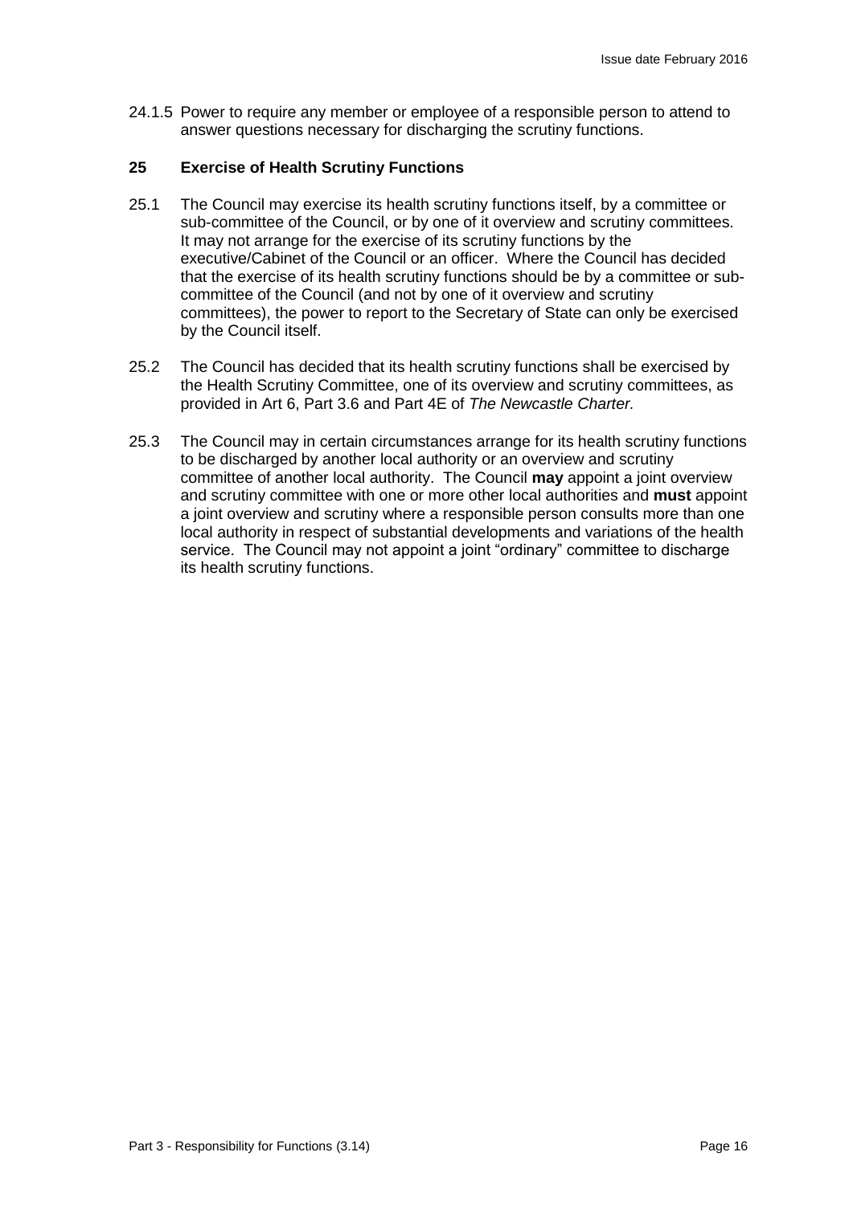24.1.5 Power to require any member or employee of a responsible person to attend to answer questions necessary for discharging the scrutiny functions.

## 25 Exercise of Health Scrutiny Functions

25.1 The Council may exercise its health scrutiny functions itself, by a committee or sub-committee of the Council, or by one of it overview and scrutiny committees. It may not arrange for the exercise of its scrutiny functions by the executive/Cabinet of the Council or an officer. Where the Council has decided that the exercise of its health scrutiny functions should be by a committee or sub-committee of the Council (and not by one of it overview and scrutiny committees), the power to report to the Secretary of State can only be exercised by the Council itself.

25.2 The Council has decided that its health scrutiny functions shall be exercised by the Health Scrutiny Committee, one of its overview and scrutiny committees, as provided in Art 6, Part 3.6 and Part 4E of *The Newcastle Charter.*

25.3 The Council may in certain circumstances arrange for its health scrutiny functions to be discharged by another local authority or an overview and scrutiny committee of another local authority. The Council **may** appoint a joint overview and scrutiny committee with one or more other local authorities and **must** appoint a joint overview and scrutiny where a responsible person consults more than one local authority in respect of substantial developments and variations of the health service. The Council may not appoint a joint "ordinary" committee to discharge its health scrutiny functions.